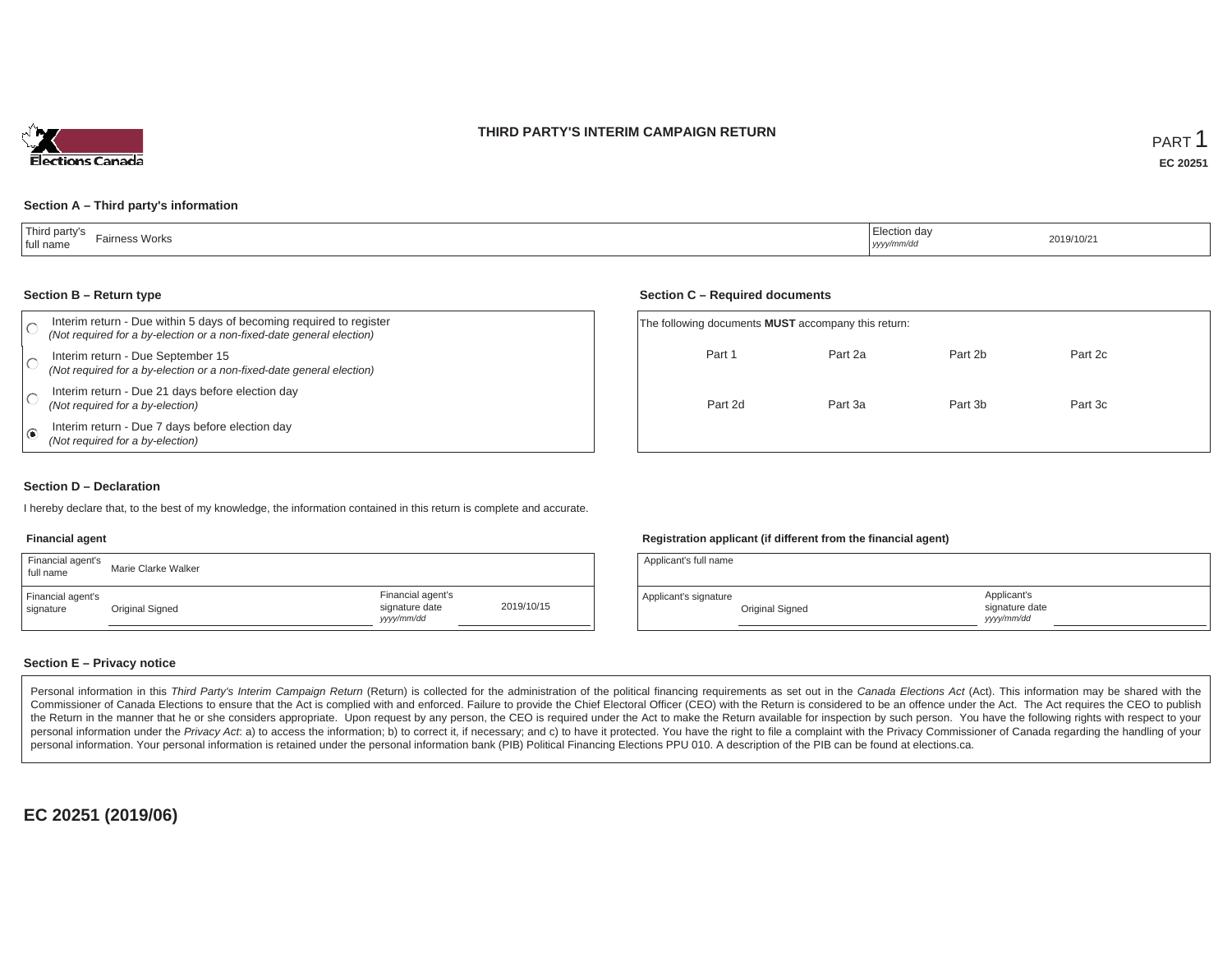# THIRD PARTY'S INTERIM CAMPAIGN RETURN

PART 1

**EC 20251**

### Section A – Third party's information

| Third party's full name | Fairness Works | Election day *yyyy/mm/dd* | 2019/10/21 |
|---|---|---|---|

### Section B – Return type

- ○ Interim return - Due within 5 days of becoming required to register
  *(Not required for a by-election or a non-fixed-date general election)*
- ○ Interim return - Due September 15
  *(Not required for a by-election or a non-fixed-date general election)*
- ○ Interim return - Due 21 days before election day
  *(Not required for a by-election)*
- ◉ Interim return - Due 7 days before election day
  *(Not required for a by-election)*

### Section C – Required documents

The following documents **MUST** accompany this return:

| | | | |
|---|---|---|---|
| Part 1 | Part 2a | Part 2b | Part 2c |
| Part 2d | Part 3a | Part 3b | Part 3c |

### Section D – Declaration

I hereby declare that, to the best of my knowledge, the information contained in this return is complete and accurate.

**Financial agent**

| Financial agent's full name | Marie Clarke Walker | | |
|---|---|---|---|
| Financial agent's signature | Original Signed | Financial agent's signature date *yyyy/mm/dd* | 2019/10/15 |

**Registration applicant (if different from the financial agent)**

| Applicant's full name | | | |
|---|---|---|---|
| Applicant's signature | Original Signed | Applicant's signature date *yyyy/mm/dd* | |

### Section E – Privacy notice

Personal information in this *Third Party's Interim Campaign Return* (Return) is collected for the administration of the political financing requirements as set out in the *Canada Elections Act* (Act). This information may be shared with the Commissioner of Canada Elections to ensure that the Act is complied with and enforced. Failure to provide the Chief Electoral Officer (CEO) with the Return is considered to be an offence under the Act. The Act requires the CEO to publish the Return in the manner that he or she considers appropriate. Upon request by any person, the CEO is required under the Act to make the Return available for inspection by such person. You have the following rights with respect to your personal information under the *Privacy Act*: a) to access the information; b) to correct it, if necessary; and c) to have it protected. You have the right to file a complaint with the Privacy Commissioner of Canada regarding the handling of your personal information. Your personal information is retained under the personal information bank (PIB) Political Financing Elections PPU 010. A description of the PIB can be found at elections.ca.

**EC 20251 (2019/06)**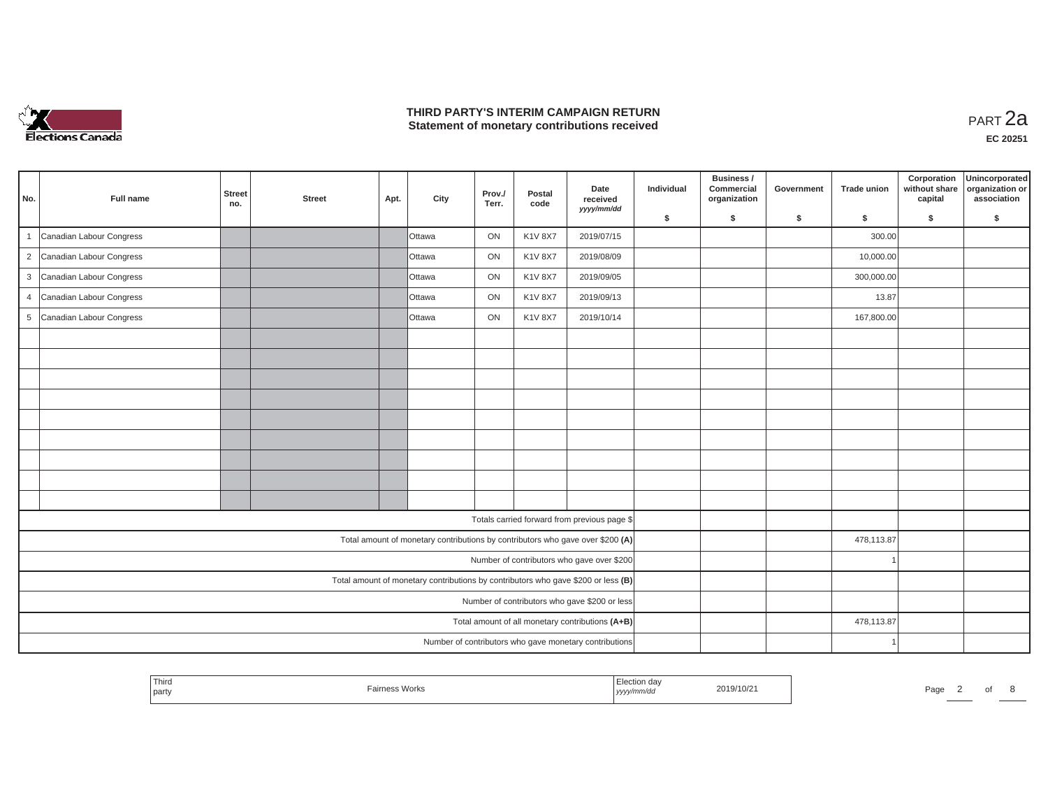# THIRD PARTY'S INTERIM CAMPAIGN RETURN
## Statement of monetary contributions received

PART 2a

**EC 20251**

| No. | Full name | Street no. | Street | Apt. | City | Prov./ Terr. | Postal code | Date received yyyy/mm/dd | Individual $ | Business / Commercial organization $ | Government $ | Trade union $ | Corporation without share capital $ | Unincorporated organization or association $ |
|---|---|---|---|---|---|---|---|---|---|---|---|---|---|---|
| 1 | Canadian Labour Congress | | | | Ottawa | ON | K1V 8X7 | 2019/07/15 | | | | 300.00 | | |
| 2 | Canadian Labour Congress | | | | Ottawa | ON | K1V 8X7 | 2019/08/09 | | | | 10,000.00 | | |
| 3 | Canadian Labour Congress | | | | Ottawa | ON | K1V 8X7 | 2019/09/05 | | | | 300,000.00 | | |
| 4 | Canadian Labour Congress | | | | Ottawa | ON | K1V 8X7 | 2019/09/13 | | | | 13.87 | | |
| 5 | Canadian Labour Congress | | | | Ottawa | ON | K1V 8X7 | 2019/10/14 | | | | 167,800.00 | | |
| | | | | | | | | | | | | | | |
| | | | | | | | | | | | | | | |
| | | | | | | | | | | | | | | |
| | | | | | | | | | | | | | | |
| | | | | | | | | | | | | | | |
| | | | | | | | | | | | | | | |
| | | | | | | | | | | | | | | |
| | | | | | | | | | | | | | | |
| | | | | | | | | | | | | | | |
| | Totals carried forward from previous page $ | | | | | | | | | | | | | |
| | Total amount of monetary contributions by contributors who gave over $200 (A) | | | | | | | | | | | 478,113.87 | | |
| | Number of contributors who gave over $200 | | | | | | | | | | | 1 | | |
| | Total amount of monetary contributions by contributors who gave $200 or less (B) | | | | | | | | | | | | | |
| | Number of contributors who gave $200 or less | | | | | | | | | | | | | |
| | Total amount of all monetary contributions (A+B) | | | | | | | | | | | 478,113.87 | | |
| | Number of contributors who gave monetary contributions | | | | | | | | | | | 1 | | |

| Third party | Fairness Works | Election day yyyy/mm/dd | 2019/10/21 |
|---|---|---|---|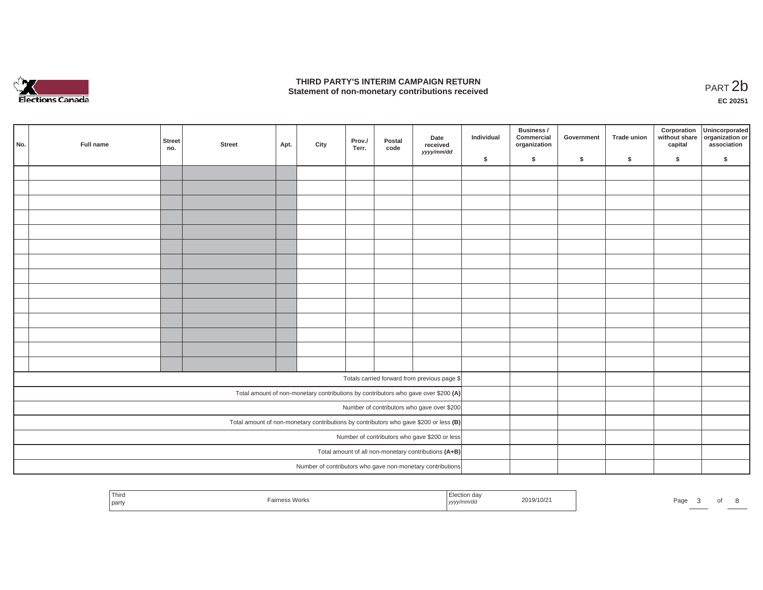# THIRD PARTY'S INTERIM CAMPAIGN RETURN
## Statement of non-monetary contributions received

PART 2b

**EC 20251**

| No. | Full name | Street no. | Street | Apt. | City | Prov./ Terr. | Postal code | Date received yyyy/mm/dd | Individual $ | Business / Commercial organization $ | Government $ | Trade union $ | Corporation without share capital $ | Unincorporated organization or association $ |
|---|---|---|---|---|---|---|---|---|---|---|---|---|---|---|
| | | | | | | | | | | | | | | |
| | | | | | | | | | | | | | | |
| | | | | | | | | | | | | | | |
| | | | | | | | | | | | | | | |
| | | | | | | | | | | | | | | |
| | | | | | | | | | | | | | | |
| | | | | | | | | | | | | | | |
| | | | | | | | | | | | | | | |
| | | | | | | | | | | | | | | |
| | | | | | | | | | | | | | | |
| | | | | | | | | | | | | | | |
| | | | | | | | | | | | | | | |
| | | | | | | | | | | | | | | |
| | | | | | | | | | | | | | | |
| Totals carried forward from previous page $ | | | | | | | | | | | | | | |
| Total amount of non-monetary contributions by contributors who gave over $200 **(A)** | | | | | | | | | | | | | | |
| Number of contributors who gave over $200 | | | | | | | | | | | | | | |
| Total amount of non-monetary contributions by contributors who gave $200 or less **(B)** | | | | | | | | | | | | | | |
| Number of contributors who gave $200 or less | | | | | | | | | | | | | | |
| Total amount of all non-monetary contributions **(A+B)** | | | | | | | | | | | | | | |
| Number of contributors who gave non-monetary contributions | | | | | | | | | | | | | | |

| Third party | Fairness Works | Election day yyyy/mm/dd | 2019/10/21 |
|---|---|---|---|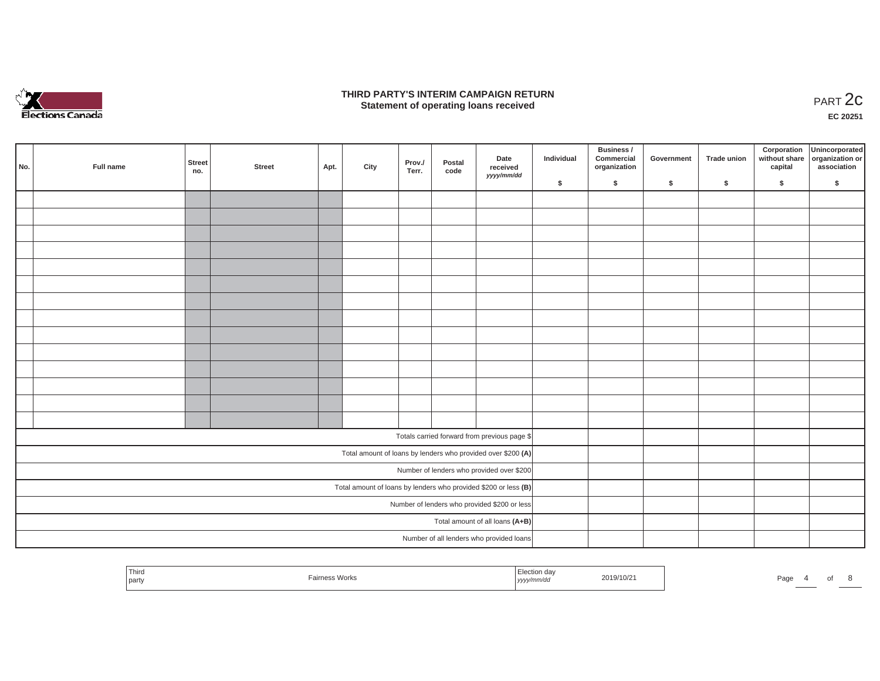# THIRD PARTY'S INTERIM CAMPAIGN RETURN
## Statement of operating loans received

PART 2c

**EC 20251**

| No. | Full name | Street no. | Street | Apt. | City | Prov./ Terr. | Postal code | Date received *yyyy/mm/dd* | Individual $ | Business / Commercial organization $ | Government $ | Trade union $ | Corporation without share capital $ | Unincorporated organization or association $ |
|---|---|---|---|---|---|---|---|---|---|---|---|---|---|---|
| | | | | | | | | | | | | | | |
| | | | | | | | | | | | | | | |
| | | | | | | | | | | | | | | |
| | | | | | | | | | | | | | | |
| | | | | | | | | | | | | | | |
| | | | | | | | | | | | | | | |
| | | | | | | | | | | | | | | |
| | | | | | | | | | | | | | | |
| | | | | | | | | | | | | | | |
| | | | | | | | | | | | | | | |
| | | | | | | | | | | | | | | |
| | | | | | | | | | | | | | | |
| | | | | | | | | | | | | | | |
| | | | | | | | | | | | | | | |
| Totals carried forward from previous page $ | | | | | | | | | | | | | | |
| Total amount of loans by lenders who provided over $200 **(A)** | | | | | | | | | | | | | | |
| Number of lenders who provided over $200 | | | | | | | | | | | | | | |
| Total amount of loans by lenders who provided $200 or less **(B)** | | | | | | | | | | | | | | |
| Number of lenders who provided $200 or less | | | | | | | | | | | | | | |
| Total amount of all loans **(A+B)** | | | | | | | | | | | | | | |
| Number of all lenders who provided loans | | | | | | | | | | | | | | |

| Third party | Fairness Works | Election day *yyyy/mm/dd* | 2019/10/21 |
|---|---|---|---|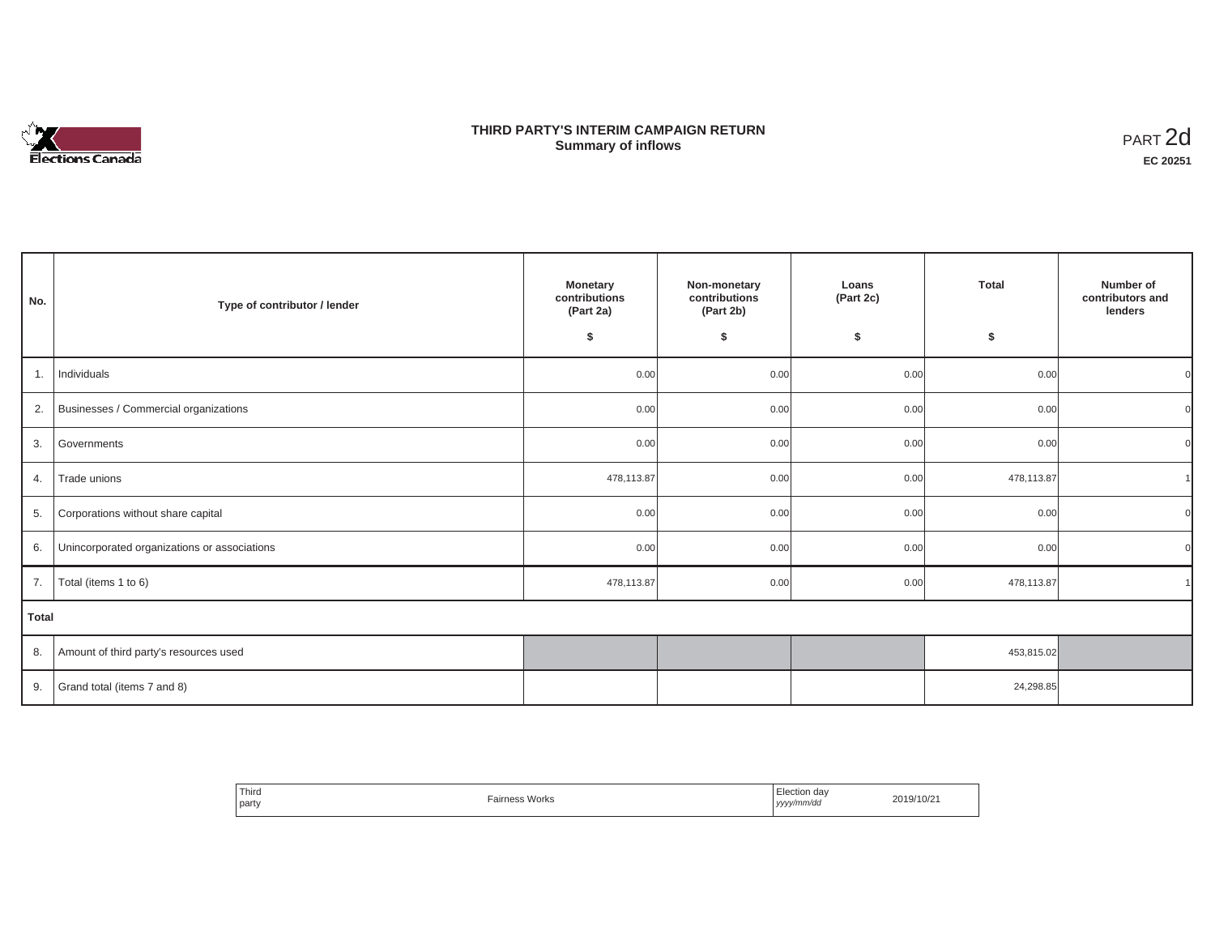# THIRD PARTY'S INTERIM CAMPAIGN RETURN
## Summary of inflows

PART 2d

**EC 20251**

| No. | Type of contributor / lender | Monetary contributions (Part 2a) $ | Non-monetary contributions (Part 2b) $ | Loans (Part 2c) $ | Total $ | Number of contributors and lenders |
|---|---|---|---|---|---|---|
| 1. | Individuals | 0.00 | 0.00 | 0.00 | 0.00 | 0 |
| 2. | Businesses / Commercial organizations | 0.00 | 0.00 | 0.00 | 0.00 | 0 |
| 3. | Governments | 0.00 | 0.00 | 0.00 | 0.00 | 0 |
| 4. | Trade unions | 478,113.87 | 0.00 | 0.00 | 478,113.87 | 1 |
| 5. | Corporations without share capital | 0.00 | 0.00 | 0.00 | 0.00 | 0 |
| 6. | Unincorporated organizations or associations | 0.00 | 0.00 | 0.00 | 0.00 | 0 |
| 7. | Total (items 1 to 6) | 478,113.87 | 0.00 | 0.00 | 478,113.87 | 1 |
| **Total** | | | | | | |
| 8. | Amount of third party's resources used | | | | 453,815.02 | |
| 9. | Grand total (items 7 and 8) | | | | 24,298.85 | |

| Third party | Fairness Works | Election day *yyyy/mm/dd* | 2019/10/21 |
|---|---|---|---|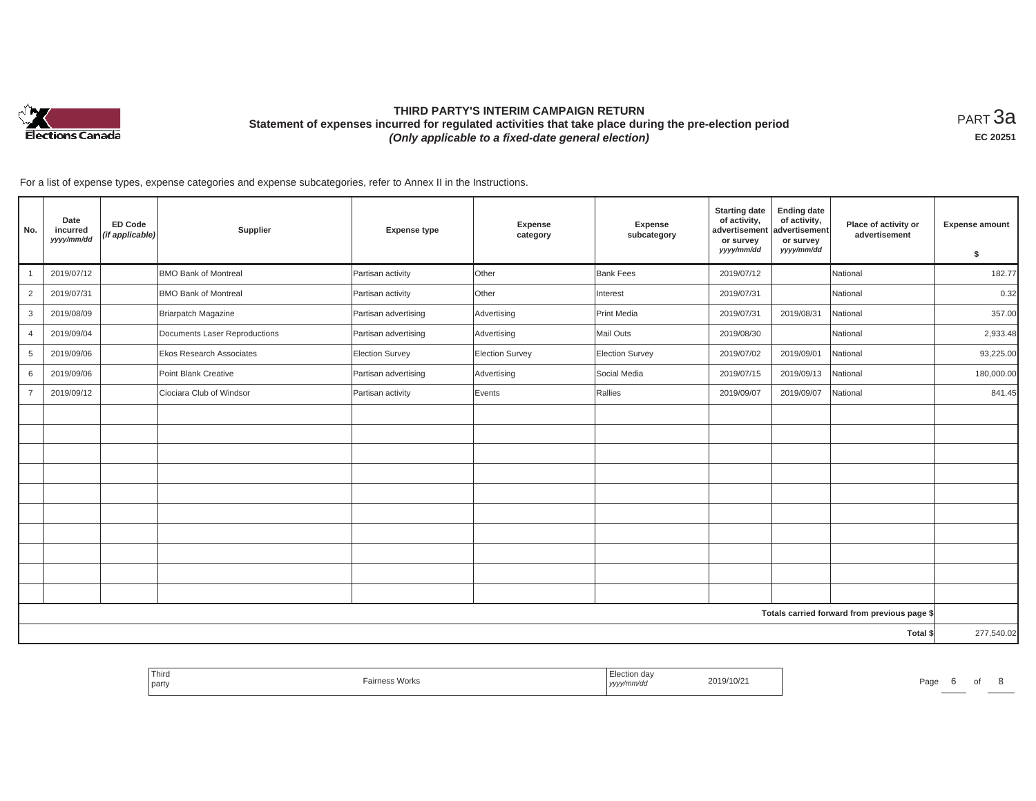# THIRD PARTY'S INTERIM CAMPAIGN RETURN
## Statement of expenses incurred for regulated activities that take place during the pre-election period
### *(Only applicable to a fixed-date general election)*

PART 3a

EC 20251

For a list of expense types, expense categories and expense subcategories, refer to Annex II in the Instructions.

| No. | Date incurred *yyyy/mm/dd* | ED Code *(if applicable)* | Supplier | Expense type | Expense category | Expense subcategory | Starting date of activity, advertisement or survey *yyyy/mm/dd* | Ending date of activity, advertisement or survey *yyyy/mm/dd* | Place of activity or advertisement | Expense amount $ |
|---|---|---|---|---|---|---|---|---|---|---|
| 1 | 2019/07/12 | | BMO Bank of Montreal | Partisan activity | Other | Bank Fees | 2019/07/12 | | National | 182.77 |
| 2 | 2019/07/31 | | BMO Bank of Montreal | Partisan activity | Other | Interest | 2019/07/31 | | National | 0.32 |
| 3 | 2019/08/09 | | Briarpatch Magazine | Partisan advertising | Advertising | Print Media | 2019/07/31 | 2019/08/31 | National | 357.00 |
| 4 | 2019/09/04 | | Documents Laser Reproductions | Partisan advertising | Advertising | Mail Outs | 2019/08/30 | | National | 2,933.48 |
| 5 | 2019/09/06 | | Ekos Research Associates | Election Survey | Election Survey | Election Survey | 2019/07/02 | 2019/09/01 | National | 93,225.00 |
| 6 | 2019/09/06 | | Point Blank Creative | Partisan advertising | Advertising | Social Media | 2019/07/15 | 2019/09/13 | National | 180,000.00 |
| 7 | 2019/09/12 | | Ciociara Club of Windsor | Partisan activity | Events | Rallies | 2019/09/07 | 2019/09/07 | National | 841.45 |
| | | | | | | | | | | |
| | | | | | | | | | | |
| | | | | | | | | | | |
| | | | | | | | | | | |
| | | | | | | | | | | |
| | | | | | | | | | | |
| | | | | | | | | | | |
| | | | | | | | | | | |
| | | | | | | | | | | |
| | | | | | | | | | | |
| | | | | | | | | | Totals carried forward from previous page $ | |
| | | | | | | | | | Total $ | 277,540.02 |

| Third party | Fairness Works | Election day *yyyy/mm/dd* | 2019/10/21 |
|---|---|---|---|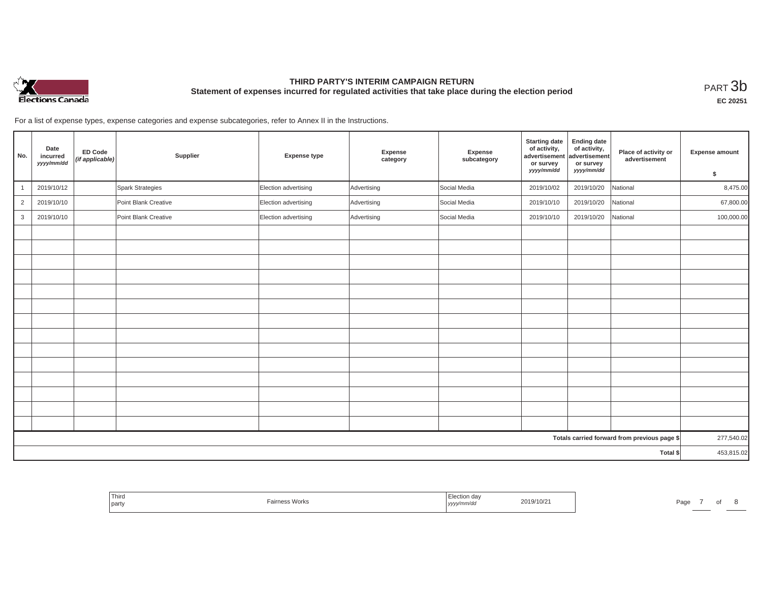# THIRD PARTY'S INTERIM CAMPAIGN RETURN
## Statement of expenses incurred for regulated activities that take place during the election period

PART 3b

EC 20251

For a list of expense types, expense categories and expense subcategories, refer to Annex II in the Instructions.

| No. | Date incurred *yyyy/mm/dd* | ED Code *(if applicable)* | Supplier | Expense type | Expense category | Expense subcategory | Starting date of activity, advertisement or survey *yyyy/mm/dd* | Ending date of activity, advertisement or survey *yyyy/mm/dd* | Place of activity or advertisement | Expense amount $ |
|---|---|---|---|---|---|---|---|---|---|---|
| 1 | 2019/10/12 | | Spark Strategies | Election advertising | Advertising | Social Media | 2019/10/02 | 2019/10/20 | National | 8,475.00 |
| 2 | 2019/10/10 | | Point Blank Creative | Election advertising | Advertising | Social Media | 2019/10/10 | 2019/10/20 | National | 67,800.00 |
| 3 | 2019/10/10 | | Point Blank Creative | Election advertising | Advertising | Social Media | 2019/10/10 | 2019/10/20 | National | 100,000.00 |
| | | | | | | | | | | |
| | | | | | | | | | | |
| | | | | | | | | | | |
| | | | | | | | | | | |
| | | | | | | | | | | |
| | | | | | | | | | | |
| | | | | | | | | | | |
| | | | | | | | | | | |
| | | | | | | | | | | |
| | | | | | | | | | | |
| | | | | | | | | | | |
| | | | | | | | | | | |
| | | | | | | | | | | |
| | | | | | | | | | | |
| | | | | | | | | | Totals carried forward from previous page $ | 277,540.02 |
| | | | | | | | | | Total $ | 453,815.02 |

| Third party | Fairness Works | Election day *yyyy/mm/dd* | 2019/10/21 |
|---|---|---|---|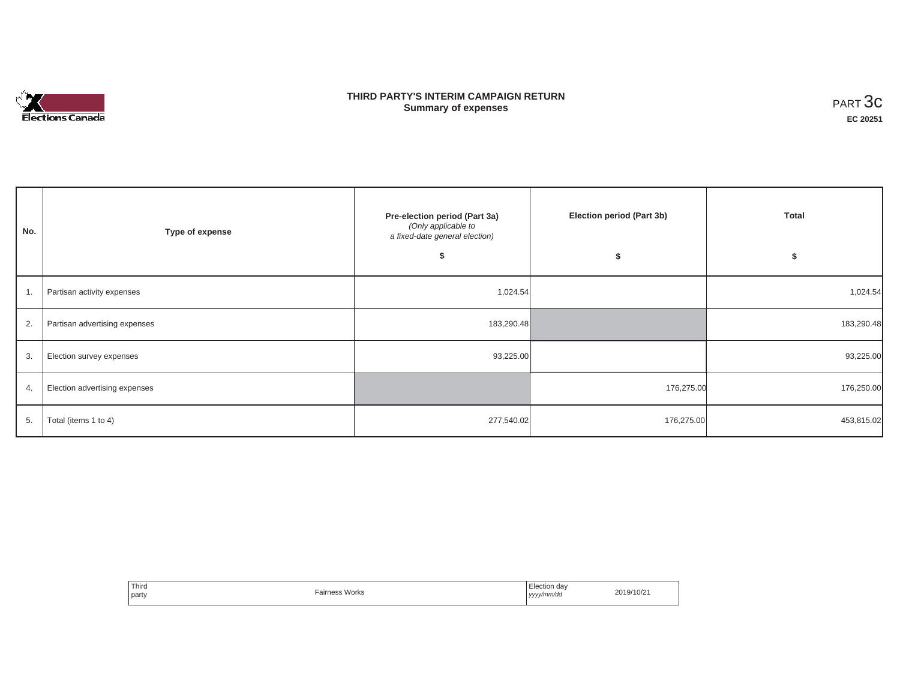# THIRD PARTY'S INTERIM CAMPAIGN RETURN
## Summary of expenses

PART 3c
**EC 20251**

| No. | Type of expense | Pre-election period (Part 3a) *(Only applicable to a fixed-date general election)* $ | Election period (Part 3b) $ | Total $ |
|---|---|---|---|---|
| 1. | Partisan activity expenses | 1,024.54 | | 1,024.54 |
| 2. | Partisan advertising expenses | 183,290.48 | | 183,290.48 |
| 3. | Election survey expenses | 93,225.00 | | 93,225.00 |
| 4. | Election advertising expenses | | 176,275.00 | 176,250.00 |
| 5. | Total (items 1 to 4) | 277,540.02 | 176,275.00 | 453,815.02 |

| Third party | Fairness Works | Election day *yyyy/mm/dd* | 2019/10/21 |
|---|---|---|---|